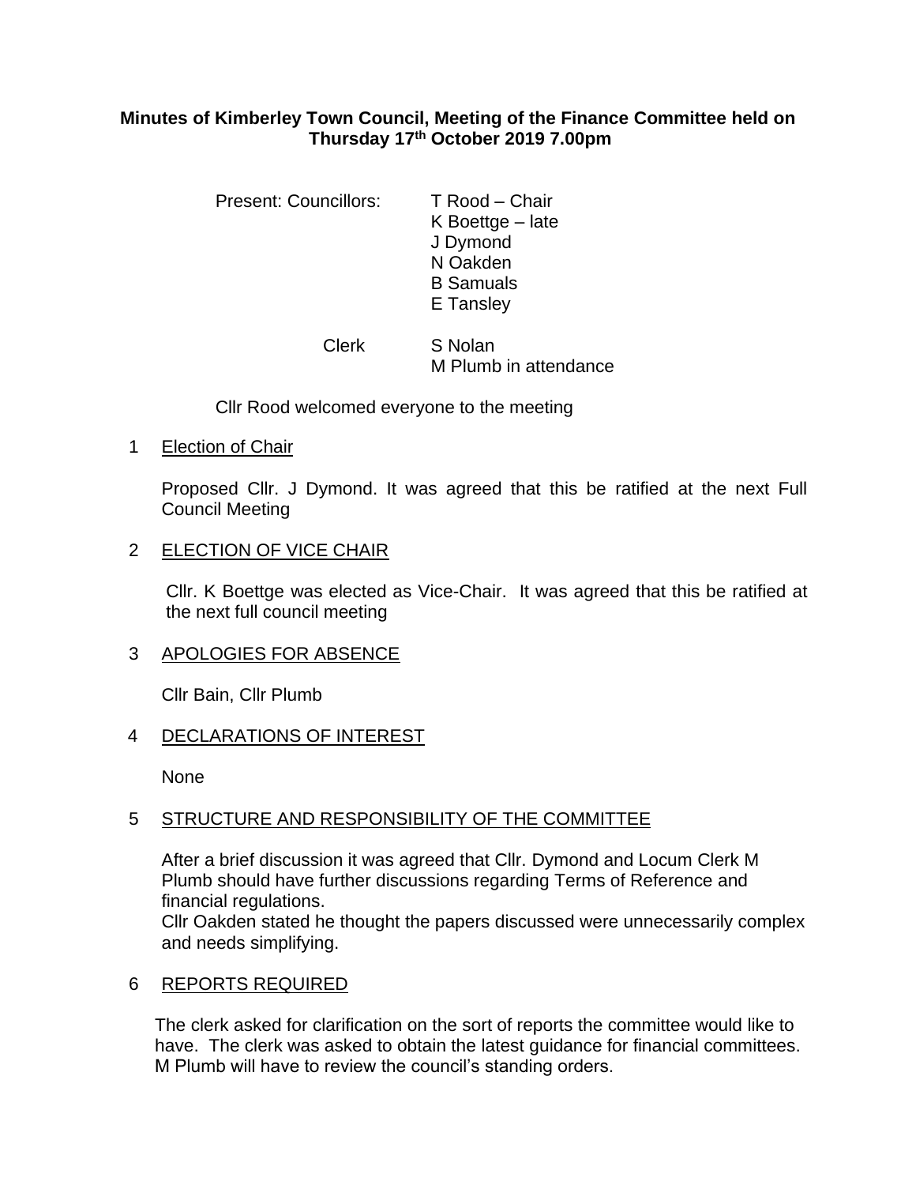**Minutes of Kimberley Town Council, Meeting of the Finance Committee held on Thursday 17th October 2019 7.00pm**

Present: Councillors: T Rood – Chair
K Boettge – late
J Dymond
N Oakden
B Samuals
E Tansley

Clerk S Nolan
M Plumb in attendance

Cllr Rood welcomed everyone to the meeting

1 Election of Chair

Proposed Cllr. J Dymond. It was agreed that this be ratified at the next Full Council Meeting

2 ELECTION OF VICE CHAIR

Cllr. K Boettge was elected as Vice-Chair. It was agreed that this be ratified at the next full council meeting

3 APOLOGIES FOR ABSENCE

Cllr Bain, Cllr Plumb

4 DECLARATIONS OF INTEREST

None

5 STRUCTURE AND RESPONSIBILITY OF THE COMMITTEE

After a brief discussion it was agreed that Cllr. Dymond and Locum Clerk M Plumb should have further discussions regarding Terms of Reference and financial regulations.
Cllr Oakden stated he thought the papers discussed were unnecessarily complex and needs simplifying.

6 REPORTS REQUIRED

The clerk asked for clarification on the sort of reports the committee would like to have. The clerk was asked to obtain the latest guidance for financial committees. M Plumb will have to review the council's standing orders.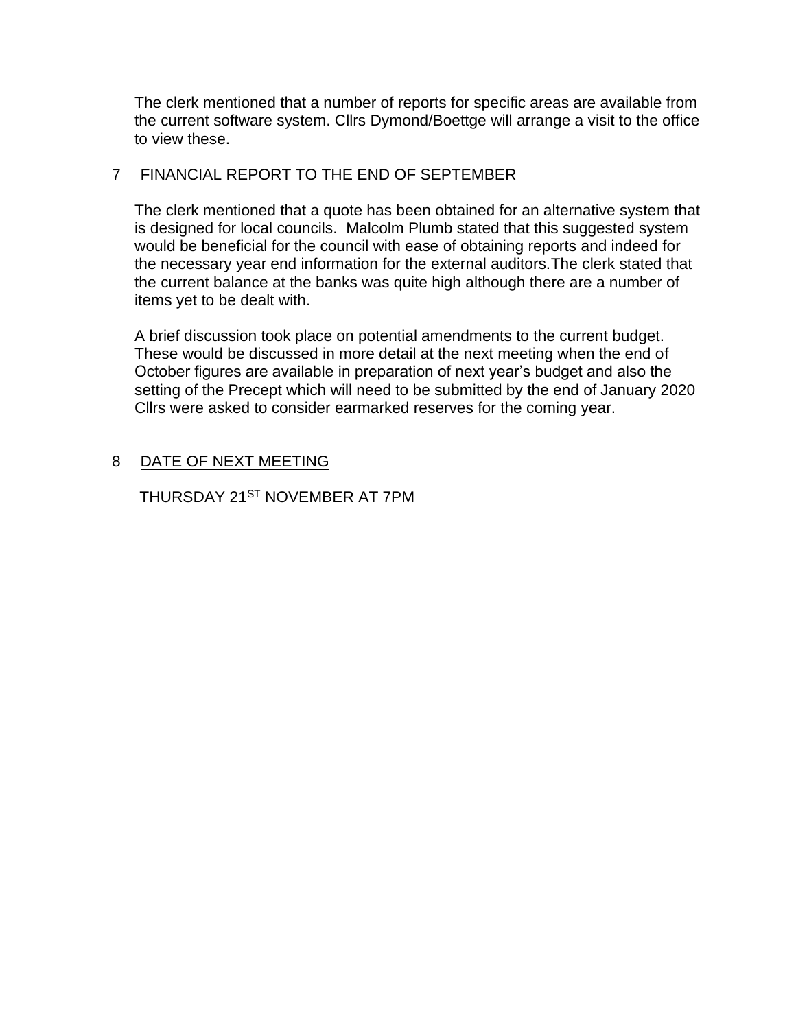The clerk mentioned that a number of reports for specific areas are available from the current software system. Cllrs Dymond/Boettge will arrange a visit to the office to view these.

## 7 FINANCIAL REPORT TO THE END OF SEPTEMBER

The clerk mentioned that a quote has been obtained for an alternative system that is designed for local councils. Malcolm Plumb stated that this suggested system would be beneficial for the council with ease of obtaining reports and indeed for the necessary year end information for the external auditors.The clerk stated that the current balance at the banks was quite high although there are a number of items yet to be dealt with.

A brief discussion took place on potential amendments to the current budget. These would be discussed in more detail at the next meeting when the end of October figures are available in preparation of next year's budget and also the setting of the Precept which will need to be submitted by the end of January 2020 Cllrs were asked to consider earmarked reserves for the coming year.

## 8 DATE OF NEXT MEETING

THURSDAY 21ST NOVEMBER AT 7PM